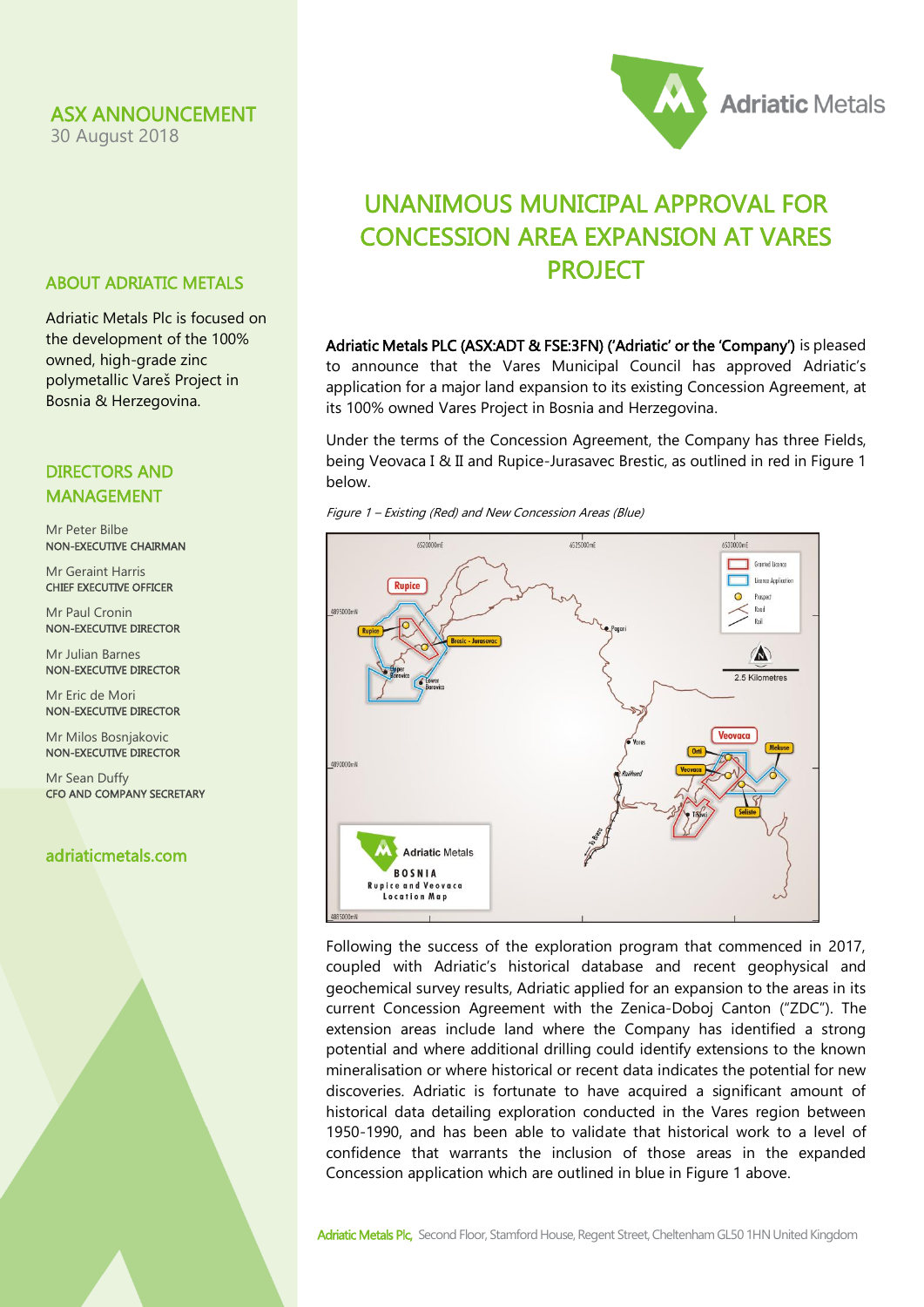ASX ANNOUNCEMENT
30 August 2018

## ABOUT ADRIATIC METALS

Adriatic Metals Plc is focused on the development of the 100% owned, high-grade zinc polymetallic Vareš Project in Bosnia & Herzegovina.

## DIRECTORS AND MANAGEMENT

Mr Peter Bilbe
NON-EXECUTIVE CHAIRMAN

Mr Geraint Harris
CHIEF EXECUTIVE OFFICER

Mr Paul Cronin
NON-EXECUTIVE DIRECTOR

Mr Julian Barnes
NON-EXECUTIVE DIRECTOR

Mr Eric de Mori
NON-EXECUTIVE DIRECTOR

Mr Milos Bosnjakovic
NON-EXECUTIVE DIRECTOR

Mr Sean Duffy
CFO AND COMPANY SECRETARY

adriaticmetals.com

# UNANIMOUS MUNICIPAL APPROVAL FOR CONCESSION AREA EXPANSION AT VARES PROJECT

**Adriatic Metals PLC (ASX:ADT & FSE:3FN) ('Adriatic' or the 'Company')** is pleased to announce that the Vares Municipal Council has approved Adriatic's application for a major land expansion to its existing Concession Agreement, at its 100% owned Vares Project in Bosnia and Herzegovina.

Under the terms of the Concession Agreement, the Company has three Fields, being Veovaca I & II and Rupice-Jurasavec Brestic, as outlined in red in Figure 1 below.

*Figure 1 – Existing (Red) and New Concession Areas (Blue)*

Following the success of the exploration program that commenced in 2017, coupled with Adriatic's historical database and recent geophysical and geochemical survey results, Adriatic applied for an expansion to the areas in its current Concession Agreement with the Zenica-Doboj Canton ("ZDC"). The extension areas include land where the Company has identified a strong potential and where additional drilling could identify extensions to the known mineralisation or where historical or recent data indicates the potential for new discoveries. Adriatic is fortunate to have acquired a significant amount of historical data detailing exploration conducted in the Vares region between 1950-1990, and has been able to validate that historical work to a level of confidence that warrants the inclusion of those areas in the expanded Concession application which are outlined in blue in Figure 1 above.

Adriatic Metals Plc, Second Floor, Stamford House, Regent Street, Cheltenham GL50 1HN United Kingdom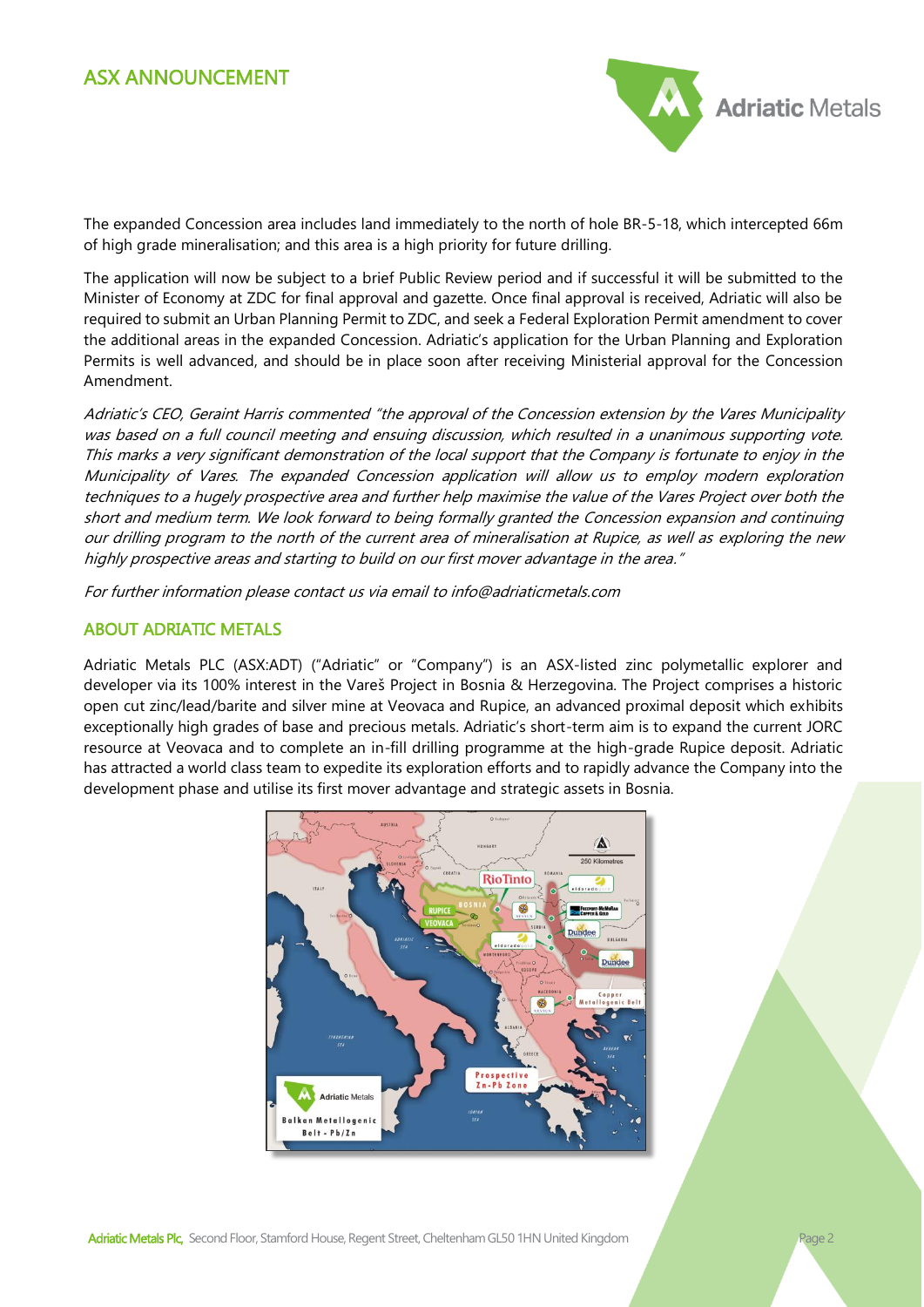The expanded Concession area includes land immediately to the north of hole BR-5-18, which intercepted 66m of high grade mineralisation; and this area is a high priority for future drilling.

The application will now be subject to a brief Public Review period and if successful it will be submitted to the Minister of Economy at ZDC for final approval and gazette. Once final approval is received, Adriatic will also be required to submit an Urban Planning Permit to ZDC, and seek a Federal Exploration Permit amendment to cover the additional areas in the expanded Concession. Adriatic's application for the Urban Planning and Exploration Permits is well advanced, and should be in place soon after receiving Ministerial approval for the Concession Amendment.

*Adriatic's CEO, Geraint Harris commented "the approval of the Concession extension by the Vares Municipality was based on a full council meeting and ensuing discussion, which resulted in a unanimous supporting vote. This marks a very significant demonstration of the local support that the Company is fortunate to enjoy in the Municipality of Vares. The expanded Concession application will allow us to employ modern exploration techniques to a hugely prospective area and further help maximise the value of the Vares Project over both the short and medium term. We look forward to being formally granted the Concession expansion and continuing our drilling program to the north of the current area of mineralisation at Rupice, as well as exploring the new highly prospective areas and starting to build on our first mover advantage in the area."*

*For further information please contact us via email to info@adriaticmetals.com*

## ABOUT ADRIATIC METALS

Adriatic Metals PLC (ASX:ADT) ("Adriatic" or "Company") is an ASX-listed zinc polymetallic explorer and developer via its 100% interest in the Vareš Project in Bosnia & Herzegovina. The Project comprises a historic open cut zinc/lead/barite and silver mine at Veovaca and Rupice, an advanced proximal deposit which exhibits exceptionally high grades of base and precious metals. Adriatic's short-term aim is to expand the current JORC resource at Veovaca and to complete an in-fill drilling programme at the high-grade Rupice deposit. Adriatic has attracted a world class team to expedite its exploration efforts and to rapidly advance the Company into the development phase and utilise its first mover advantage and strategic assets in Bosnia.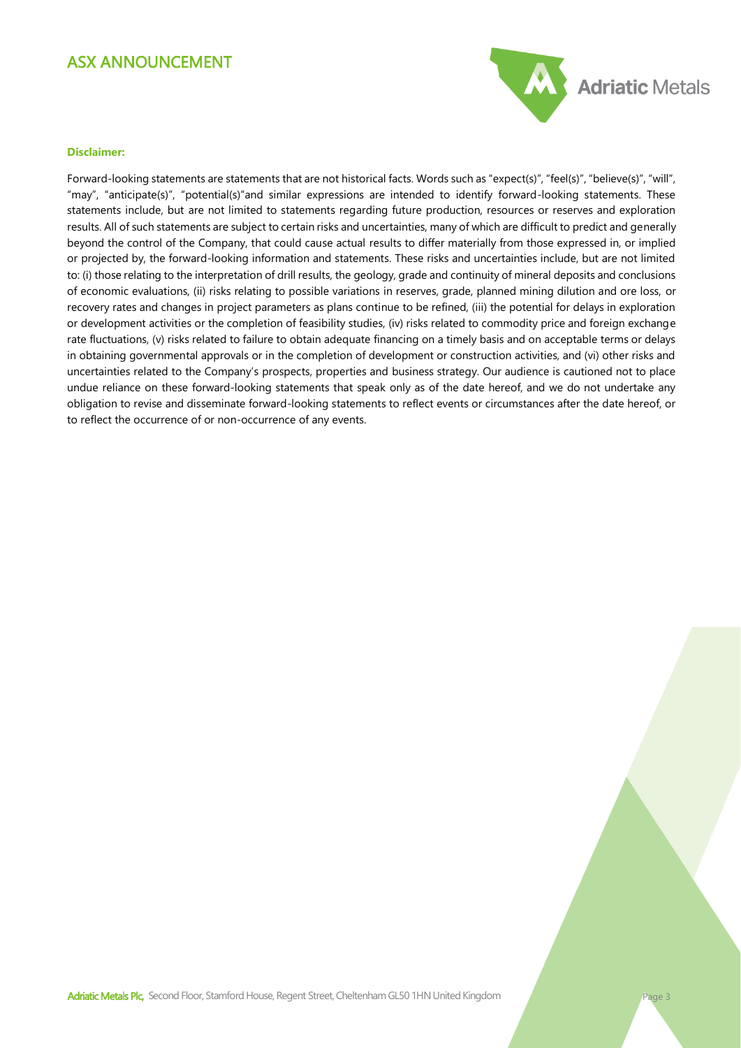**Disclaimer:**

Forward-looking statements are statements that are not historical facts. Words such as "expect(s)", "feel(s)", "believe(s)", "will", "may", "anticipate(s)", "potential(s)"and similar expressions are intended to identify forward-looking statements. These statements include, but are not limited to statements regarding future production, resources or reserves and exploration results. All of such statements are subject to certain risks and uncertainties, many of which are difficult to predict and generally beyond the control of the Company, that could cause actual results to differ materially from those expressed in, or implied or projected by, the forward-looking information and statements. These risks and uncertainties include, but are not limited to: (i) those relating to the interpretation of drill results, the geology, grade and continuity of mineral deposits and conclusions of economic evaluations, (ii) risks relating to possible variations in reserves, grade, planned mining dilution and ore loss, or recovery rates and changes in project parameters as plans continue to be refined, (iii) the potential for delays in exploration or development activities or the completion of feasibility studies, (iv) risks related to commodity price and foreign exchange rate fluctuations, (v) risks related to failure to obtain adequate financing on a timely basis and on acceptable terms or delays in obtaining governmental approvals or in the completion of development or construction activities, and (vi) other risks and uncertainties related to the Company's prospects, properties and business strategy. Our audience is cautioned not to place undue reliance on these forward-looking statements that speak only as of the date hereof, and we do not undertake any obligation to revise and disseminate forward-looking statements to reflect events or circumstances after the date hereof, or to reflect the occurrence of or non-occurrence of any events.